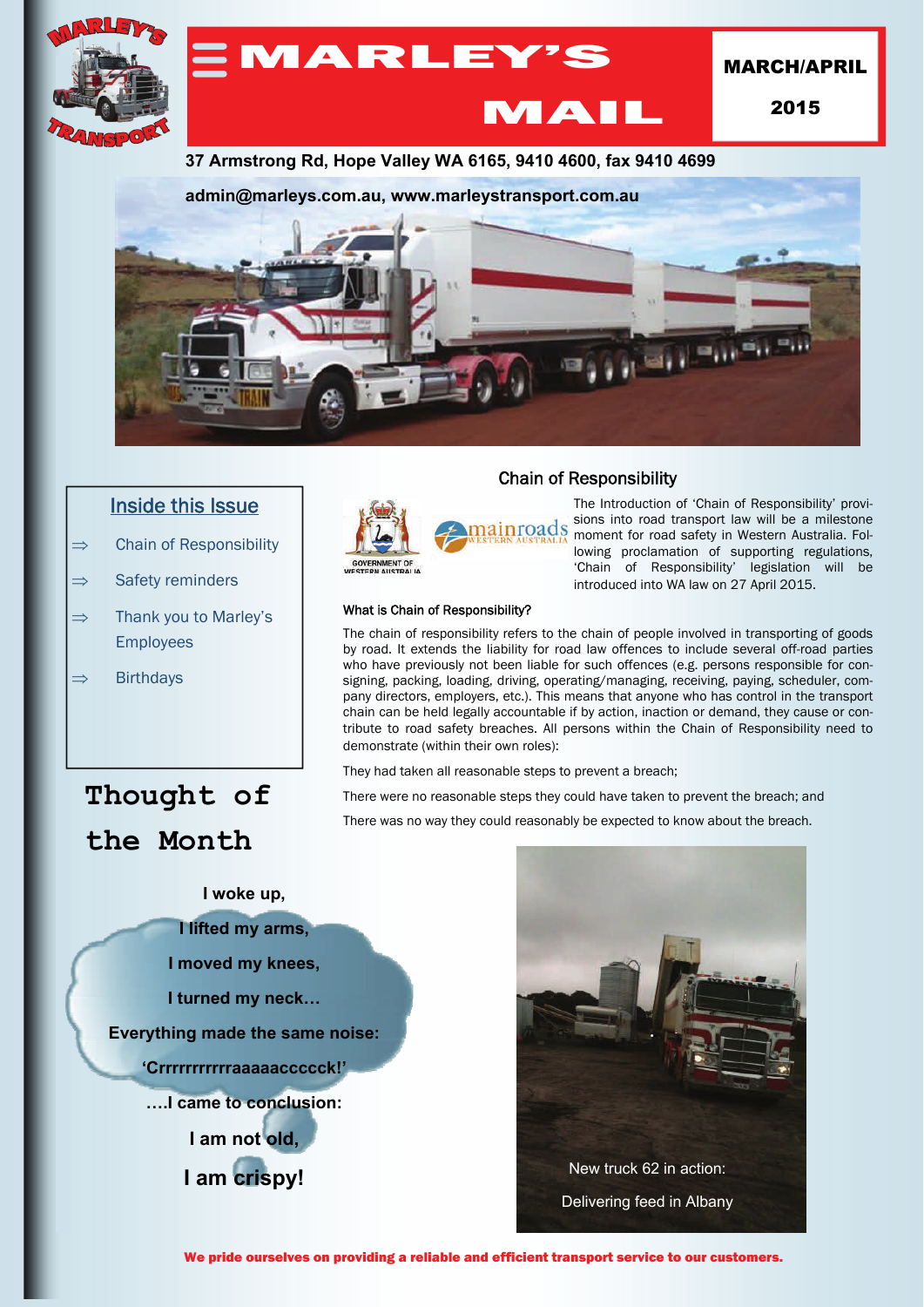# MARLEY'S MAIL

**MARCH/APRIL 2015**

**37 Armstrong Rd, Hope Valley WA 6165, 9410 4600, fax 9410 4699**

**admin@marleys.com.au, www.marleystransport.com.au**

## Inside this Issue

- ⇒ Chain of Responsibility
- ⇒ Safety reminders
- ⇒ Thank you to Marley's Employees
- ⇒ Birthdays

## Chain of Responsibility

The Introduction of 'Chain of Responsibility' provisions into road transport law will be a milestone moment for road safety in Western Australia. Following proclamation of supporting regulations, 'Chain of Responsibility' legislation will be introduced into WA law on 27 April 2015.

### What is Chain of Responsibility?

The chain of responsibility refers to the chain of people involved in transporting of goods by road. It extends the liability for road law offences to include several off-road parties who have previously not been liable for such offences (e.g. persons responsible for consigning, packing, loading, driving, operating/managing, receiving, paying, scheduler, company directors, employers, etc.). This means that anyone who has control in the transport chain can be held legally accountable if by action, inaction or demand, they cause or contribute to road safety breaches. All persons within the Chain of Responsibility need to demonstrate (within their own roles):

They had taken all reasonable steps to prevent a breach;

There were no reasonable steps they could have taken to prevent the breach; and

There was no way they could reasonably be expected to know about the breach.

## Thought of the Month

**I woke up,**

**I lifted my arms,**

**I moved my knees,**

**I turned my neck…**

**Everything made the same noise:**

**'Crrrrrrrrrrraaaaaaccccck!'**

**….I came to conclusion:**

**I am not old,**

**I am crispy!**

New truck 62 in action:

Delivering feed in Albany

**We pride ourselves on providing a reliable and efficient transport service to our customers.**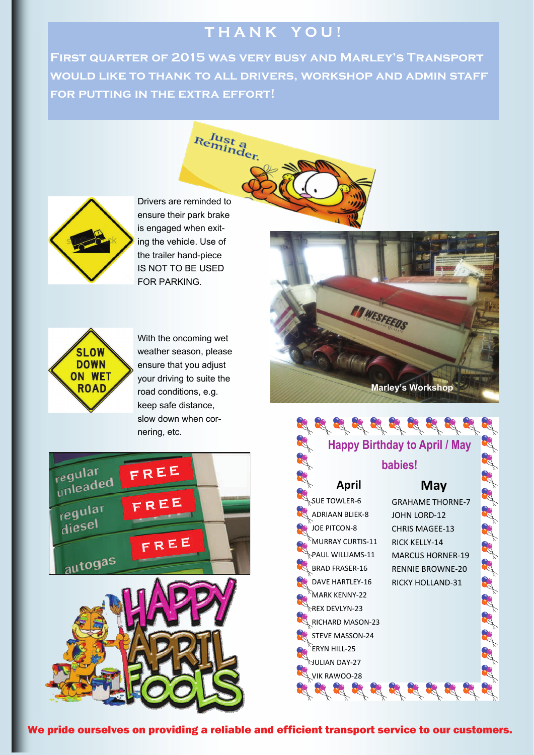# THANK YOU!

**FIRST QUARTER OF 2015 WAS VERY BUSY AND MARLEY'S TRANSPORT WOULD LIKE TO THANK TO ALL DRIVERS, WORKSHOP AND ADMIN STAFF FOR PUTTING IN THE EXTRA EFFORT!**

Just a Reminder.

Drivers are reminded to ensure their park brake is engaged when exiting the vehicle. Use of the trailer hand-piece IS NOT TO BE USED FOR PARKING.

With the oncoming wet weather season, please ensure that you adjust your driving to suite the road conditions, e.g. keep safe distance, slow down when cornering, etc.

Marley's Workshop

## Happy Birthday to April / May babies!

| April | May |
|---|---|
| SUE TOWLER-6 | GRAHAME THORNE-7 |
| ADRIAAN BLIEK-8 | JOHN LORD-12 |
| JOE PITCON-8 | CHRIS MAGEE-13 |
| MURRAY CURTIS-11 | RICK KELLY-14 |
| PAUL WILLIAMS-11 | MARCUS HORNER-19 |
| BRAD FRASER-16 | RENNIE BROWNE-20 |
| DAVE HARTLEY-16 | RICKY HOLLAND-31 |
| MARK KENNY-22 | |
| REX DEVLYN-23 | |
| RICHARD MASON-23 | |
| STEVE MASSON-24 | |
| ERYN HILL-25 | |
| JULIAN DAY-27 | |
| VIK RAWOO-28 | |

**We pride ourselves on providing a reliable and efficient transport service to our customers.**